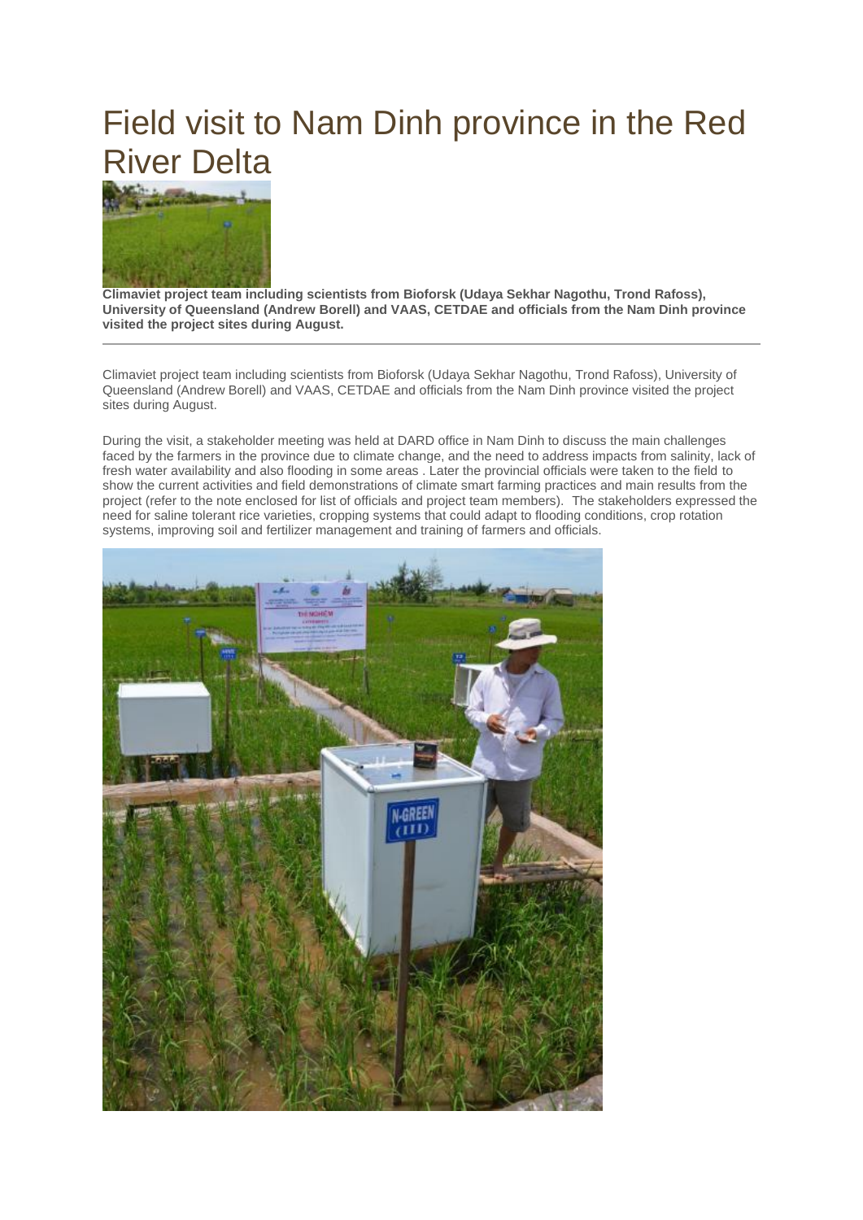# Field visit to Nam Dinh province in the Red River Delta

**Climaviet project team including scientists from Bioforsk (Udaya Sekhar Nagothu, Trond Rafoss), University of Queensland (Andrew Borell) and VAAS, CETDAE and officials from the Nam Dinh province visited the project sites during August.**

---

Climaviet project team including scientists from Bioforsk (Udaya Sekhar Nagothu, Trond Rafoss), University of Queensland (Andrew Borell) and VAAS, CETDAE and officials from the Nam Dinh province visited the project sites during August.

During the visit, a stakeholder meeting was held at DARD office in Nam Dinh to discuss the main challenges faced by the farmers in the province due to climate change, and the need to address impacts from salinity, lack of fresh water availability and also flooding in some areas . Later the provincial officials were taken to the field to show the current activities and field demonstrations of climate smart farming practices and main results from the project (refer to the note enclosed for list of officials and project team members). The stakeholders expressed the need for saline tolerant rice varieties, cropping systems that could adapt to flooding conditions, crop rotation systems, improving soil and fertilizer management and training of farmers and officials.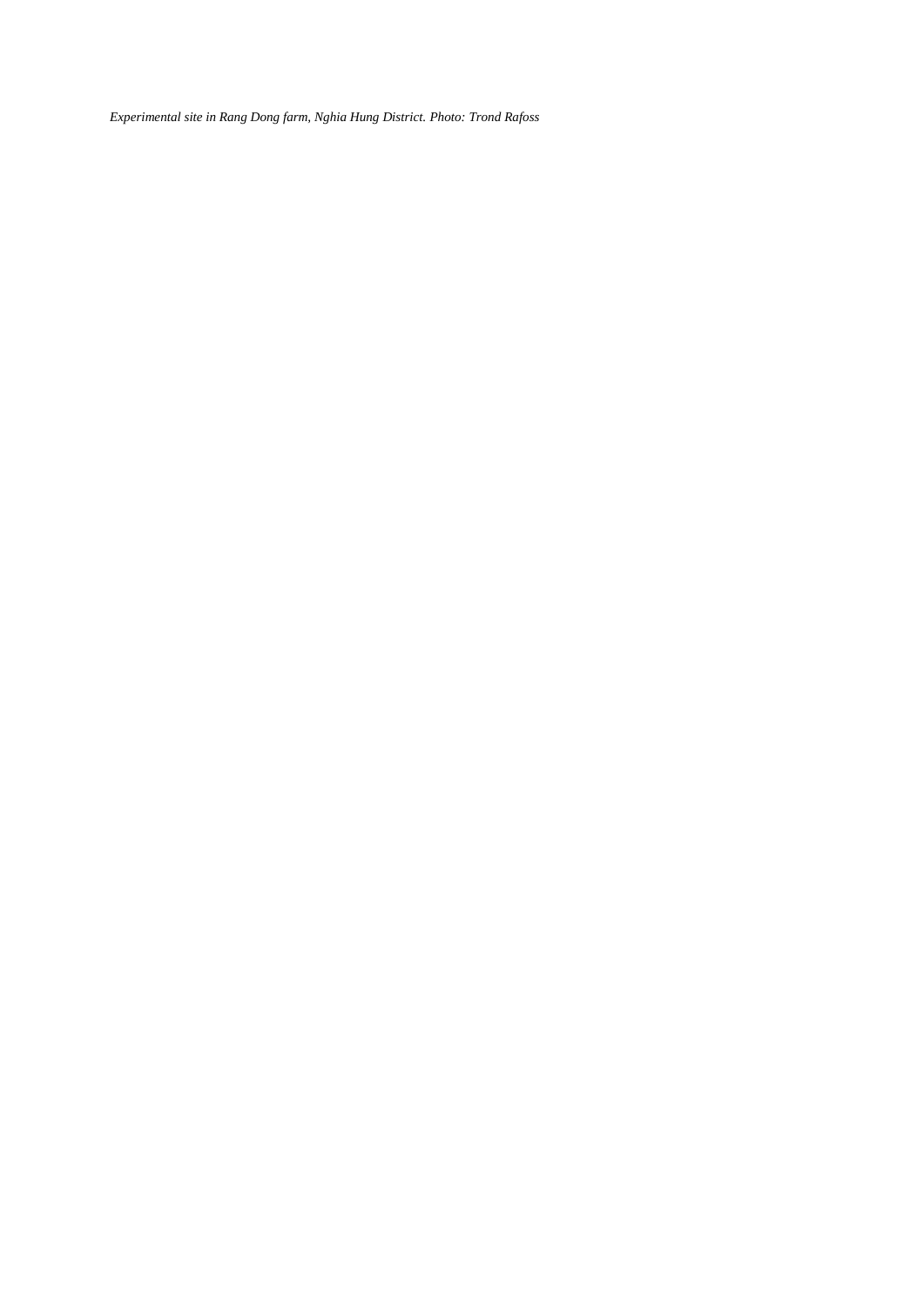*Experimental site in Rang Dong farm, Nghia Hung District. Photo: Trond Rafoss*